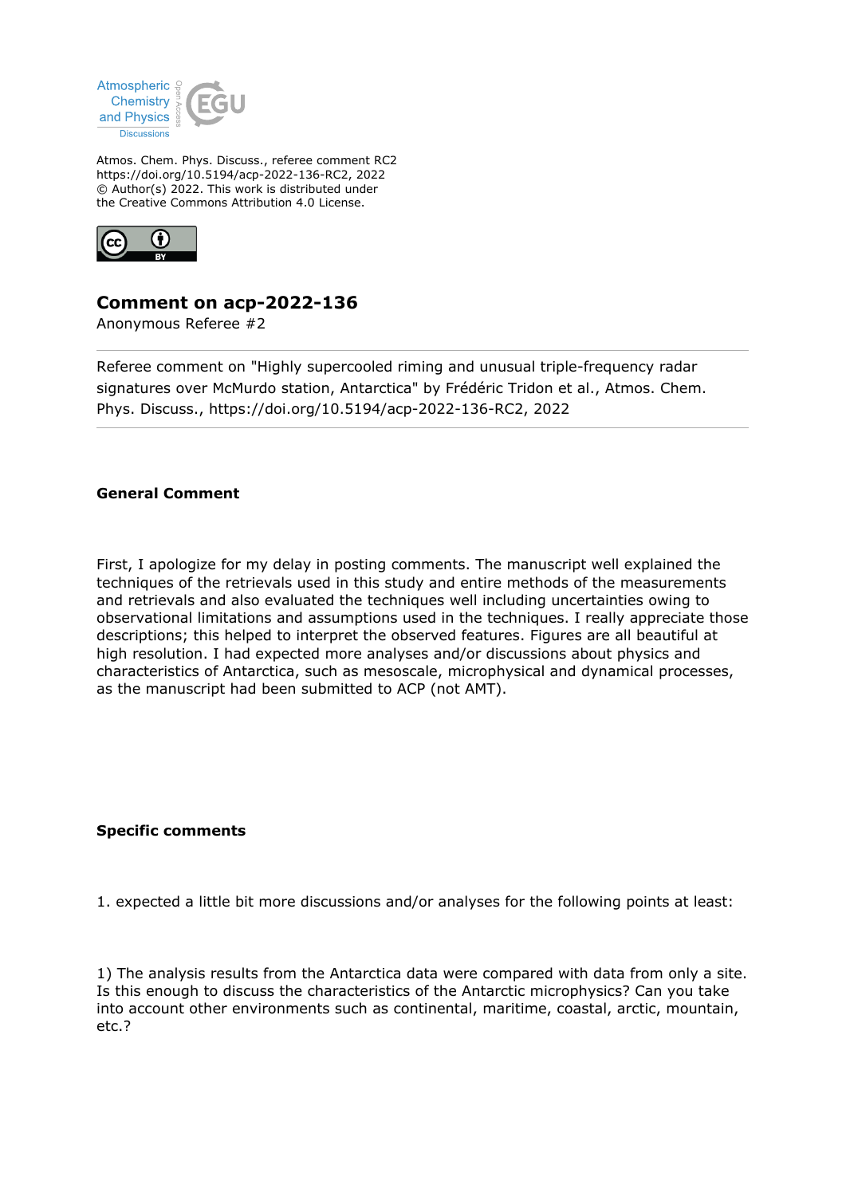Atmos. Chem. Phys. Discuss., referee comment RC2
https://doi.org/10.5194/acp-2022-136-RC2, 2022
© Author(s) 2022. This work is distributed under
the Creative Commons Attribution 4.0 License.

# Comment on acp-2022-136

Anonymous Referee #2

---

Referee comment on "Highly supercooled riming and unusual triple-frequency radar signatures over McMurdo station, Antarctica" by Frédéric Tridon et al., Atmos. Chem. Phys. Discuss., https://doi.org/10.5194/acp-2022-136-RC2, 2022

---

## General Comment

First, I apologize for my delay in posting comments. The manuscript well explained the techniques of the retrievals used in this study and entire methods of the measurements and retrievals and also evaluated the techniques well including uncertainties owing to observational limitations and assumptions used in the techniques. I really appreciate those descriptions; this helped to interpret the observed features. Figures are all beautiful at high resolution. I had expected more analyses and/or discussions about physics and characteristics of Antarctica, such as mesoscale, microphysical and dynamical processes, as the manuscript had been submitted to ACP (not AMT).

## Specific comments

1. expected a little bit more discussions and/or analyses for the following points at least:

1) The analysis results from the Antarctica data were compared with data from only a site. Is this enough to discuss the characteristics of the Antarctic microphysics? Can you take into account other environments such as continental, maritime, coastal, arctic, mountain, etc.?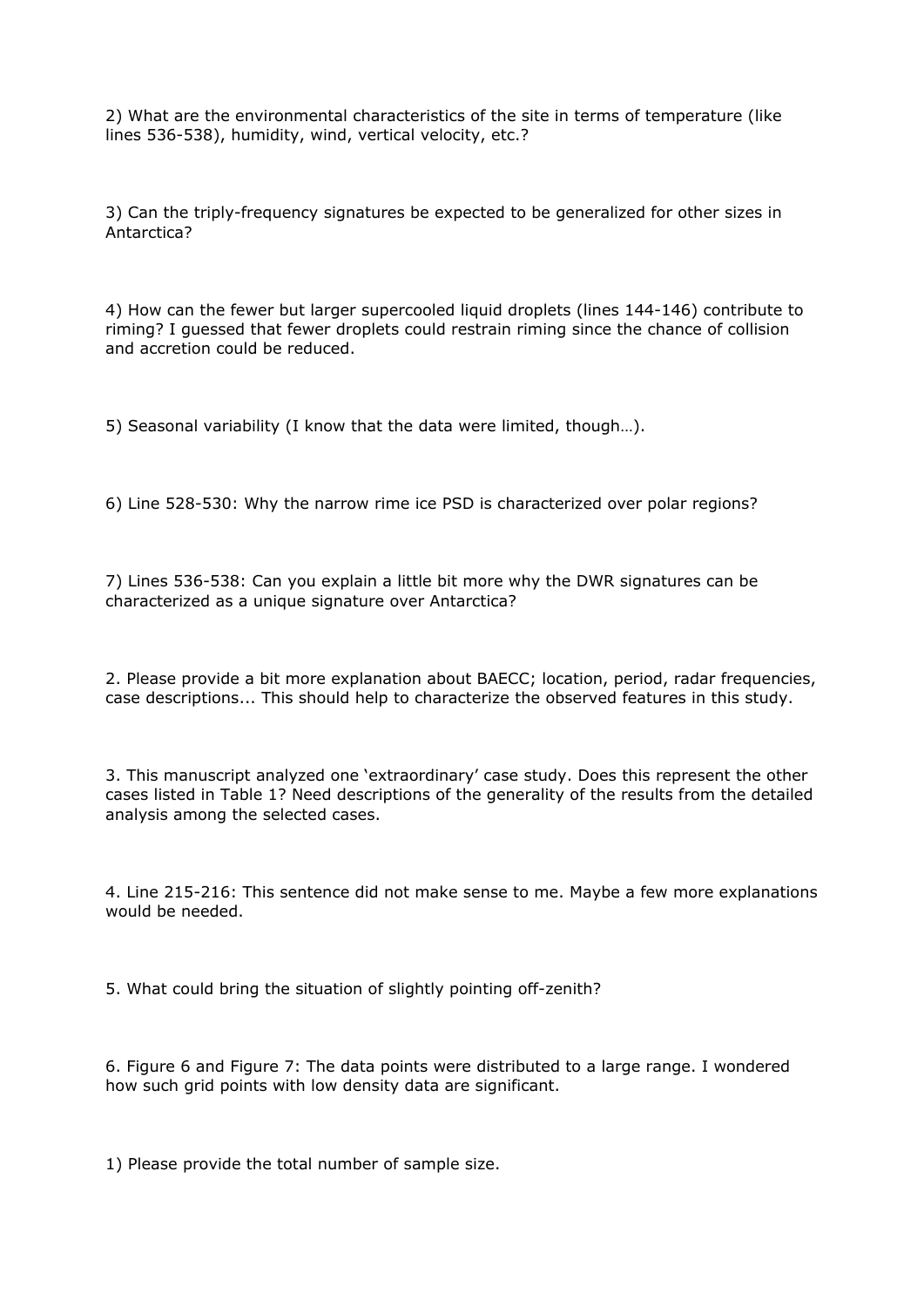2) What are the environmental characteristics of the site in terms of temperature (like lines 536-538), humidity, wind, vertical velocity, etc.?

3) Can the triply-frequency signatures be expected to be generalized for other sizes in Antarctica?

4) How can the fewer but larger supercooled liquid droplets (lines 144-146) contribute to riming? I guessed that fewer droplets could restrain riming since the chance of collision and accretion could be reduced.

5) Seasonal variability (I know that the data were limited, though…).

6) Line 528-530: Why the narrow rime ice PSD is characterized over polar regions?

7) Lines 536-538: Can you explain a little bit more why the DWR signatures can be characterized as a unique signature over Antarctica?

2. Please provide a bit more explanation about BAECC; location, period, radar frequencies, case descriptions... This should help to characterize the observed features in this study.

3. This manuscript analyzed one 'extraordinary' case study. Does this represent the other cases listed in Table 1? Need descriptions of the generality of the results from the detailed analysis among the selected cases.

4. Line 215-216: This sentence did not make sense to me. Maybe a few more explanations would be needed.

5. What could bring the situation of slightly pointing off-zenith?

6. Figure 6 and Figure 7: The data points were distributed to a large range. I wondered how such grid points with low density data are significant.

1) Please provide the total number of sample size.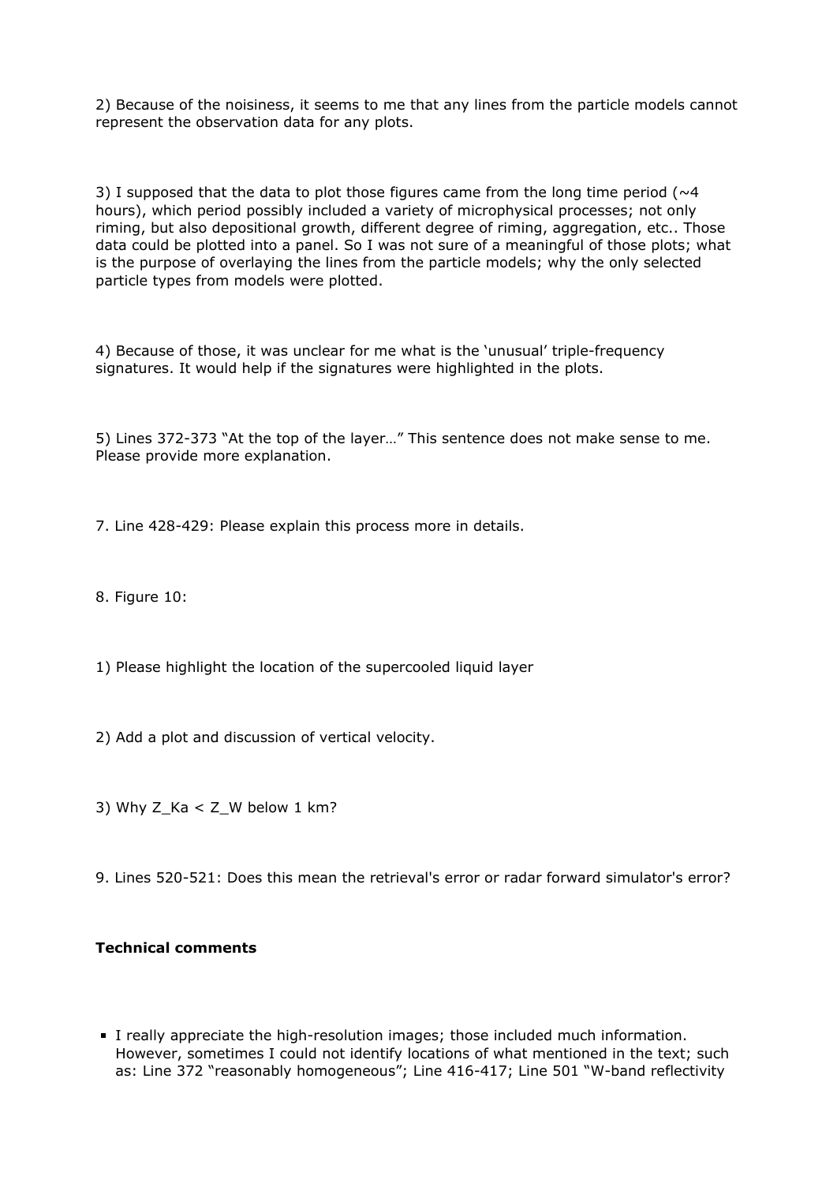2) Because of the noisiness, it seems to me that any lines from the particle models cannot represent the observation data for any plots.

3) I supposed that the data to plot those figures came from the long time period (~4 hours), which period possibly included a variety of microphysical processes; not only riming, but also depositional growth, different degree of riming, aggregation, etc.. Those data could be plotted into a panel. So I was not sure of a meaningful of those plots; what is the purpose of overlaying the lines from the particle models; why the only selected particle types from models were plotted.

4) Because of those, it was unclear for me what is the 'unusual' triple-frequency signatures. It would help if the signatures were highlighted in the plots.

5) Lines 372-373 "At the top of the layer…" This sentence does not make sense to me. Please provide more explanation.

7. Line 428-429: Please explain this process more in details.

8. Figure 10:

1) Please highlight the location of the supercooled liquid layer

2) Add a plot and discussion of vertical velocity.

3) Why $Z_{Ka} < Z_W$ below 1 km?

9. Lines 520-521: Does this mean the retrieval's error or radar forward simulator's error?

**Technical comments**

- I really appreciate the high-resolution images; those included much information. However, sometimes I could not identify locations of what mentioned in the text; such as: Line 372 "reasonably homogeneous"; Line 416-417; Line 501 "W-band reflectivity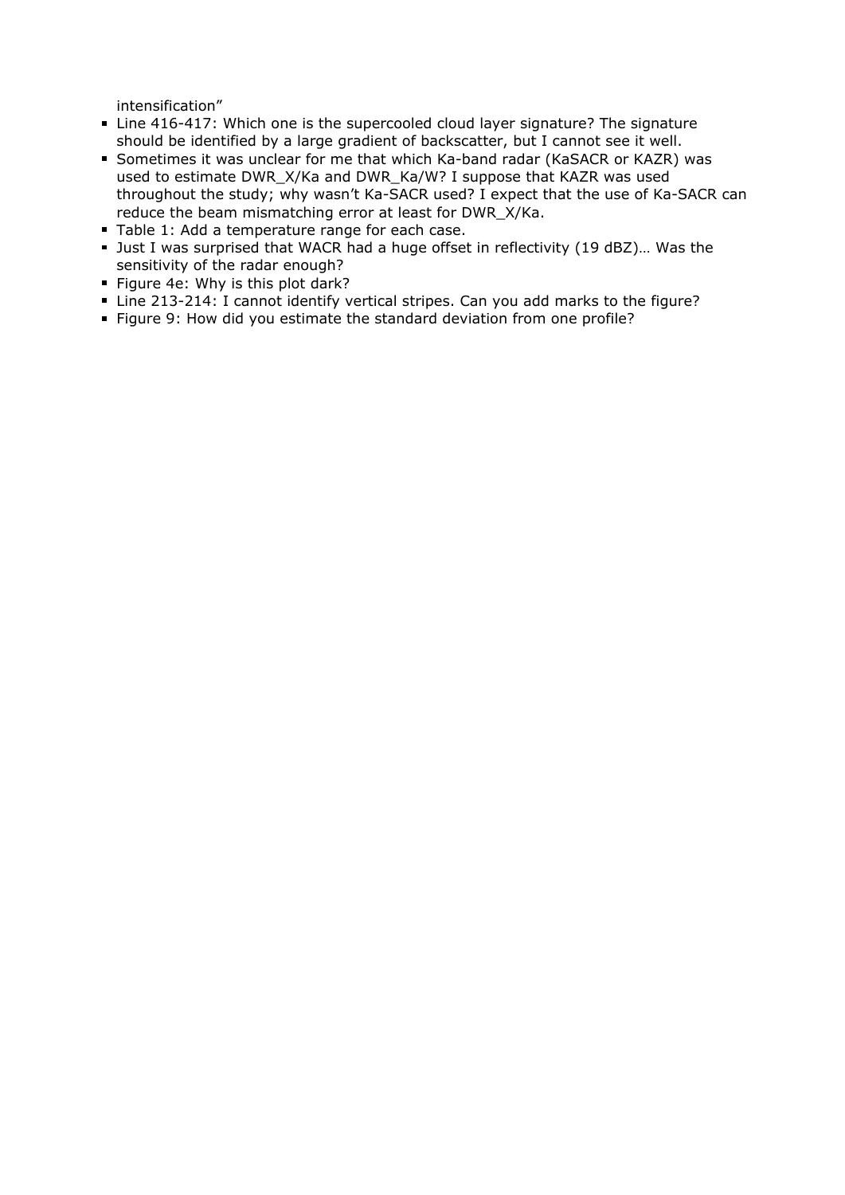intensification”

- Line 416-417: Which one is the supercooled cloud layer signature? The signature should be identified by a large gradient of backscatter, but I cannot see it well.
- Sometimes it was unclear for me that which Ka-band radar (KaSACR or KAZR) was used to estimate $DWR_{X/Ka}$ and $DWR_{Ka/W}$? I suppose that KAZR was used throughout the study; why wasn’t Ka-SACR used? I expect that the use of Ka-SACR can reduce the beam mismatching error at least for $DWR_{X/Ka}$.
- Table 1: Add a temperature range for each case.
- Just I was surprised that WACR had a huge offset in reflectivity (19 dBZ)… Was the sensitivity of the radar enough?
- Figure 4e: Why is this plot dark?
- Line 213-214: I cannot identify vertical stripes. Can you add marks to the figure?
- Figure 9: How did you estimate the standard deviation from one profile?